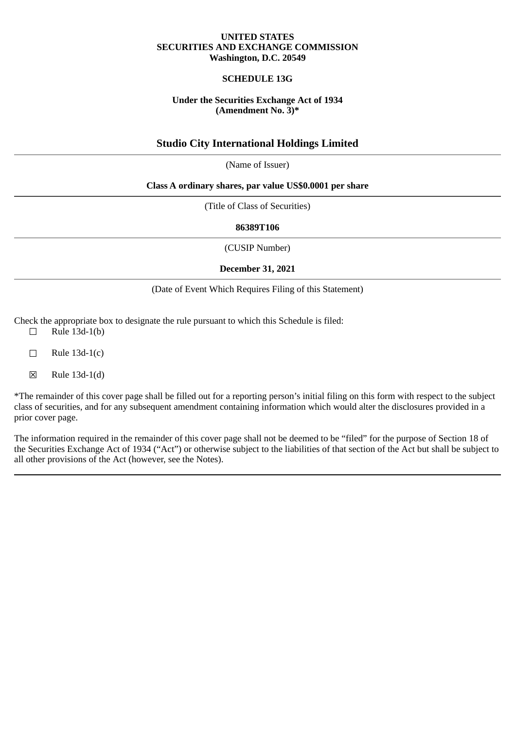**UNITED STATES**
**SECURITIES AND EXCHANGE COMMISSION**
**Washington, D.C. 20549**

**SCHEDULE 13G**

**Under the Securities Exchange Act of 1934**
**(Amendment No. 3)***

## Studio City International Holdings Limited

(Name of Issuer)

**Class A ordinary shares, par value US$0.0001 per share**

(Title of Class of Securities)

**86389T106**

(CUSIP Number)

**December 31, 2021**

(Date of Event Which Requires Filing of this Statement)

Check the appropriate box to designate the rule pursuant to which this Schedule is filed:

☐ Rule 13d-1(b)

☐ Rule 13d-1(c)

☒ Rule 13d-1(d)

*The remainder of this cover page shall be filled out for a reporting person's initial filing on this form with respect to the subject class of securities, and for any subsequent amendment containing information which would alter the disclosures provided in a prior cover page.

The information required in the remainder of this cover page shall not be deemed to be "filed" for the purpose of Section 18 of the Securities Exchange Act of 1934 ("Act") or otherwise subject to the liabilities of that section of the Act but shall be subject to all other provisions of the Act (however, see the Notes).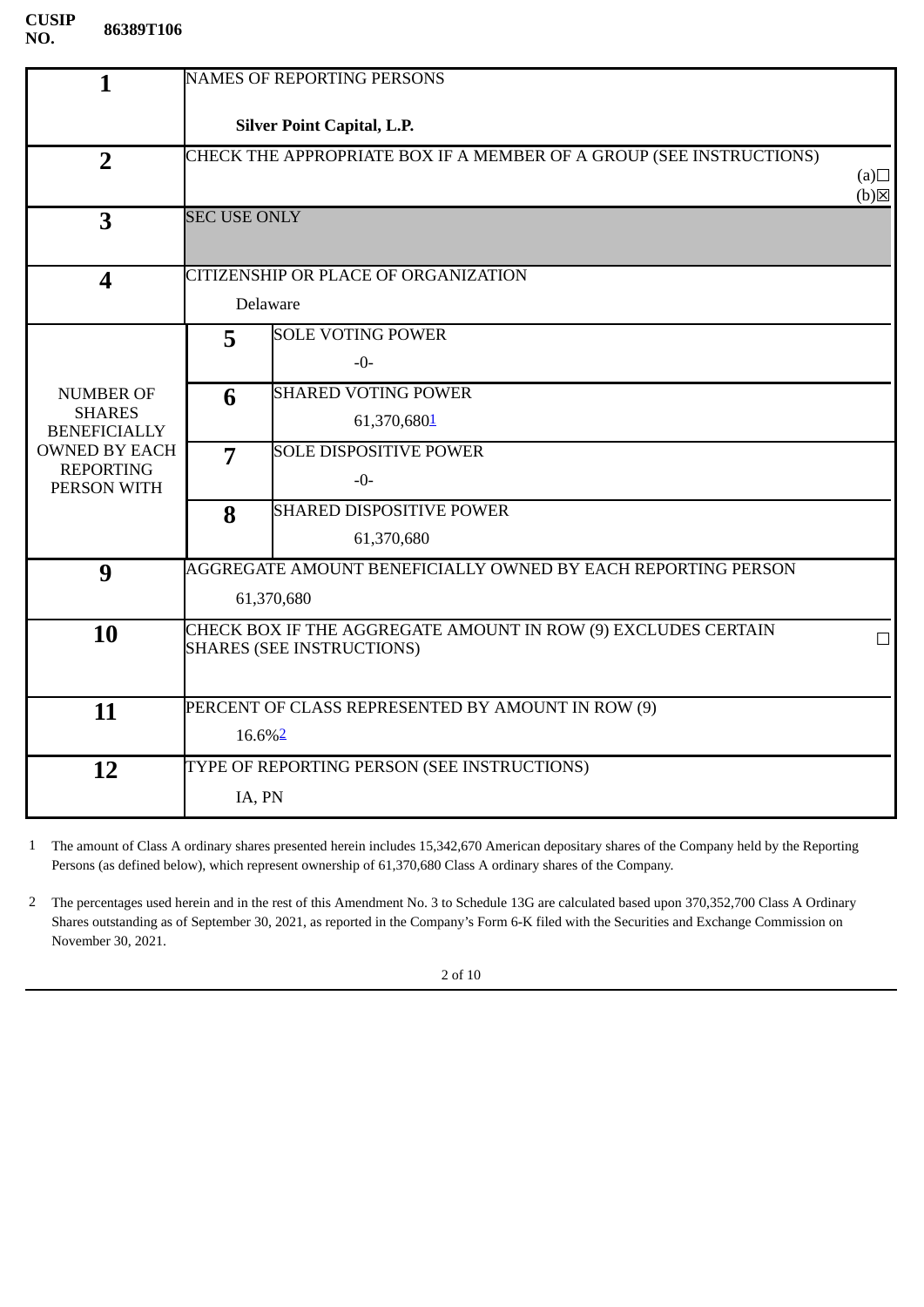**CUSIP NO.** **86389T106**

| 1 | NAMES OF REPORTING PERSONS<br><br>**Silver Point Capital, L.P.** | | |
|---|---|---|---|
| 2 | CHECK THE APPROPRIATE BOX IF A MEMBER OF A GROUP (SEE INSTRUCTIONS) (a)☐ (b)☒ | | |
| 3 | SEC USE ONLY | | |
| 4 | CITIZENSHIP OR PLACE OF ORGANIZATION<br><br>Delaware | | |
| NUMBER OF SHARES BENEFICIALLY OWNED BY EACH REPORTING PERSON WITH | 5 | SOLE VOTING POWER<br><br>-0- | |
| | 6 | SHARED VOTING POWER<br><br>61,370,680[1] | |
| | 7 | SOLE DISPOSITIVE POWER<br><br>-0- | |
| | 8 | SHARED DISPOSITIVE POWER<br><br>61,370,680 | |
| 9 | AGGREGATE AMOUNT BENEFICIALLY OWNED BY EACH REPORTING PERSON<br><br>61,370,680 | | |
| 10 | CHECK BOX IF THE AGGREGATE AMOUNT IN ROW (9) EXCLUDES CERTAIN SHARES (SEE INSTRUCTIONS) ☐ | | |
| 11 | PERCENT OF CLASS REPRESENTED BY AMOUNT IN ROW (9)<br><br>16.6%[2] | | |
| 12 | TYPE OF REPORTING PERSON (SEE INSTRUCTIONS)<br><br>IA, PN | | |

1 The amount of Class A ordinary shares presented herein includes 15,342,670 American depositary shares of the Company held by the Reporting Persons (as defined below), which represent ownership of 61,370,680 Class A ordinary shares of the Company.

2 The percentages used herein and in the rest of this Amendment No. 3 to Schedule 13G are calculated based upon 370,352,700 Class A Ordinary Shares outstanding as of September 30, 2021, as reported in the Company's Form 6-K filed with the Securities and Exchange Commission on November 30, 2021.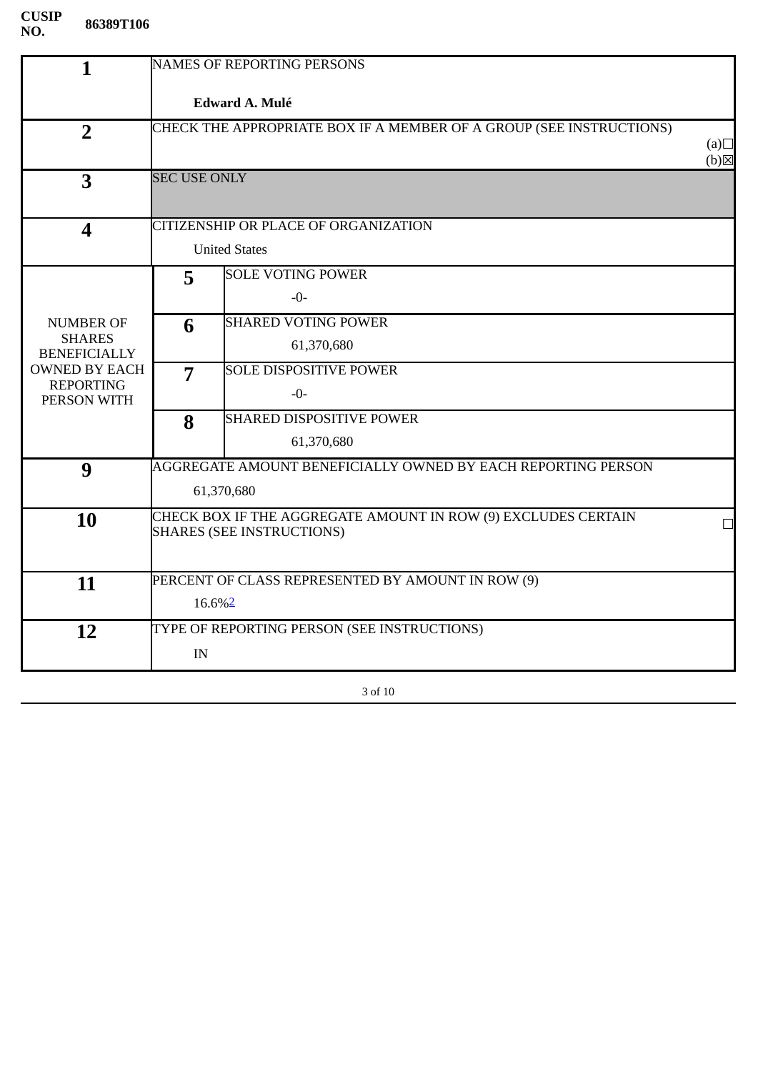**CUSIP NO.** **86389T106**

| | | | |
|---|---|---|---|
| **1** | NAMES OF REPORTING PERSONS<br><br>**Edward A. Mulé** | | |
| **2** | CHECK THE APPROPRIATE BOX IF A MEMBER OF A GROUP (SEE INSTRUCTIONS) (a)☐ (b)☒ | | |
| **3** | SEC USE ONLY | | |
| **4** | CITIZENSHIP OR PLACE OF ORGANIZATION<br><br>United States | | |
| NUMBER OF SHARES BENEFICIALLY OWNED BY EACH REPORTING PERSON WITH | **5** | SOLE VOTING POWER<br><br>-0- | |
| | **6** | SHARED VOTING POWER<br><br>61,370,680 | |
| | **7** | SOLE DISPOSITIVE POWER<br><br>-0- | |
| | **8** | SHARED DISPOSITIVE POWER<br><br>61,370,680 | |
| **9** | AGGREGATE AMOUNT BENEFICIALLY OWNED BY EACH REPORTING PERSON<br><br>61,370,680 | | |
| **10** | CHECK BOX IF THE AGGREGATE AMOUNT IN ROW (9) EXCLUDES CERTAIN SHARES (SEE INSTRUCTIONS) ☐ | | |
| **11** | PERCENT OF CLASS REPRESENTED BY AMOUNT IN ROW (9)<br><br>16.6%[2] | | |
| **12** | TYPE OF REPORTING PERSON (SEE INSTRUCTIONS)<br><br>IN | | |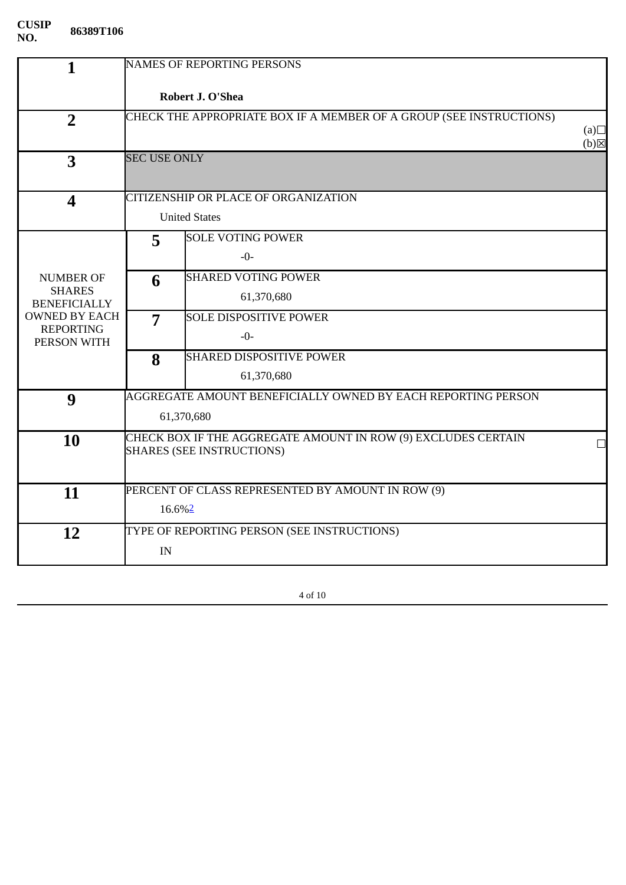**CUSIP NO.** **86389T106**

| | | |
|---|---|---|
| **1** | NAMES OF REPORTING PERSONS<br><br>**Robert J. O'Shea** | |
| **2** | CHECK THE APPROPRIATE BOX IF A MEMBER OF A GROUP (SEE INSTRUCTIONS) | (a)☐<br>(b)☒ |
| **3** | SEC USE ONLY | |
| **4** | CITIZENSHIP OR PLACE OF ORGANIZATION<br><br>United States | |

| NUMBER OF SHARES BENEFICIALLY OWNED BY EACH REPORTING PERSON WITH | | |
|---|---|---|
| | **5** | SOLE VOTING POWER<br><br>-0- |
| | **6** | SHARED VOTING POWER<br><br>61,370,680 |
| | **7** | SOLE DISPOSITIVE POWER<br><br>-0- |
| | **8** | SHARED DISPOSITIVE POWER<br><br>61,370,680 |

| | | |
|---|---|---|
| **9** | AGGREGATE AMOUNT BENEFICIALLY OWNED BY EACH REPORTING PERSON<br><br>61,370,680 | |
| **10** | CHECK BOX IF THE AGGREGATE AMOUNT IN ROW (9) EXCLUDES CERTAIN SHARES (SEE INSTRUCTIONS) | ☐ |
| **11** | PERCENT OF CLASS REPRESENTED BY AMOUNT IN ROW (9)<br><br>16.6%[2] | |
| **12** | TYPE OF REPORTING PERSON (SEE INSTRUCTIONS)<br><br>IN | |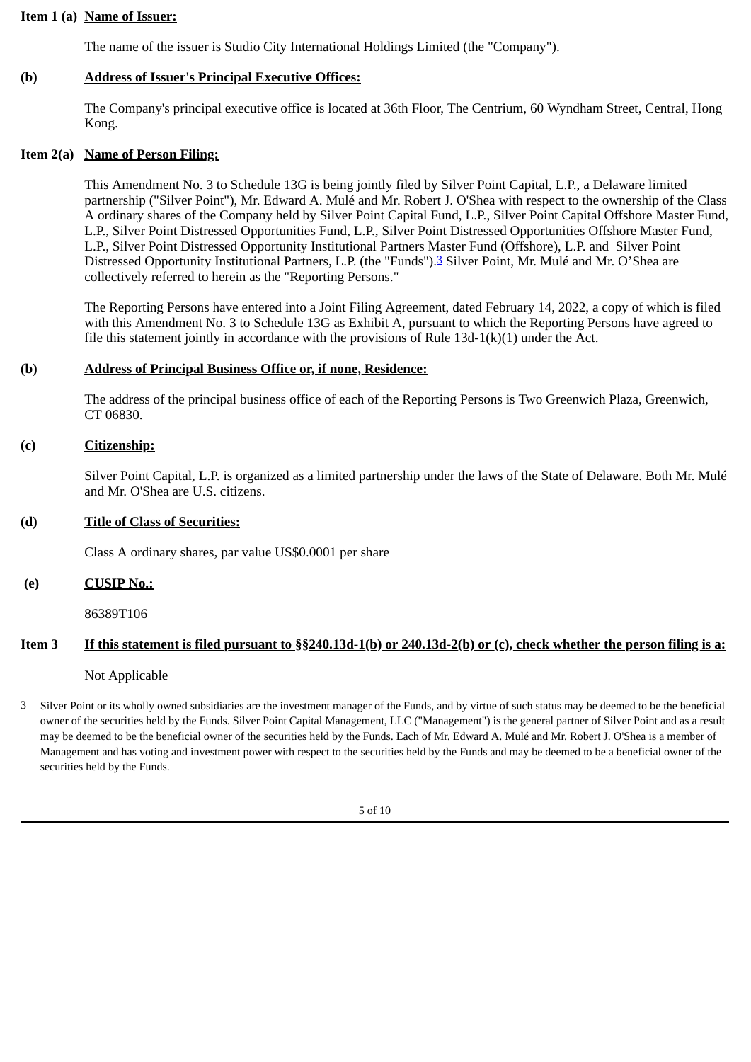**Item 1 (a)** **Name of Issuer:**

The name of the issuer is Studio City International Holdings Limited (the "Company").

**(b)** **Address of Issuer's Principal Executive Offices:**

The Company's principal executive office is located at 36th Floor, The Centrium, 60 Wyndham Street, Central, Hong Kong.

**Item 2(a)** **Name of Person Filing:**

This Amendment No. 3 to Schedule 13G is being jointly filed by Silver Point Capital, L.P., a Delaware limited partnership ("Silver Point"), Mr. Edward A. Mulé and Mr. Robert J. O'Shea with respect to the ownership of the Class A ordinary shares of the Company held by Silver Point Capital Fund, L.P., Silver Point Capital Offshore Master Fund, L.P., Silver Point Distressed Opportunities Fund, L.P., Silver Point Distressed Opportunities Offshore Master Fund, L.P., Silver Point Distressed Opportunity Institutional Partners Master Fund (Offshore), L.P. and Silver Point Distressed Opportunity Institutional Partners, L.P. (the "Funds").[3] Silver Point, Mr. Mulé and Mr. O'Shea are collectively referred to herein as the "Reporting Persons."

The Reporting Persons have entered into a Joint Filing Agreement, dated February 14, 2022, a copy of which is filed with this Amendment No. 3 to Schedule 13G as Exhibit A, pursuant to which the Reporting Persons have agreed to file this statement jointly in accordance with the provisions of Rule 13d-1(k)(1) under the Act.

**(b)** **Address of Principal Business Office or, if none, Residence:**

The address of the principal business office of each of the Reporting Persons is Two Greenwich Plaza, Greenwich, CT 06830.

**(c)** **Citizenship:**

Silver Point Capital, L.P. is organized as a limited partnership under the laws of the State of Delaware. Both Mr. Mulé and Mr. O'Shea are U.S. citizens.

**(d)** **Title of Class of Securities:**

Class A ordinary shares, par value US$0.0001 per share

**(e)** **CUSIP No.:**

86389T106

**Item 3** **If this statement is filed pursuant to §§240.13d-1(b) or 240.13d-2(b) or (c), check whether the person filing is a:**

Not Applicable

[3] Silver Point or its wholly owned subsidiaries are the investment manager of the Funds, and by virtue of such status may be deemed to be the beneficial owner of the securities held by the Funds. Silver Point Capital Management, LLC ("Management") is the general partner of Silver Point and as a result may be deemed to be the beneficial owner of the securities held by the Funds. Each of Mr. Edward A. Mulé and Mr. Robert J. O'Shea is a member of Management and has voting and investment power with respect to the securities held by the Funds and may be deemed to be a beneficial owner of the securities held by the Funds.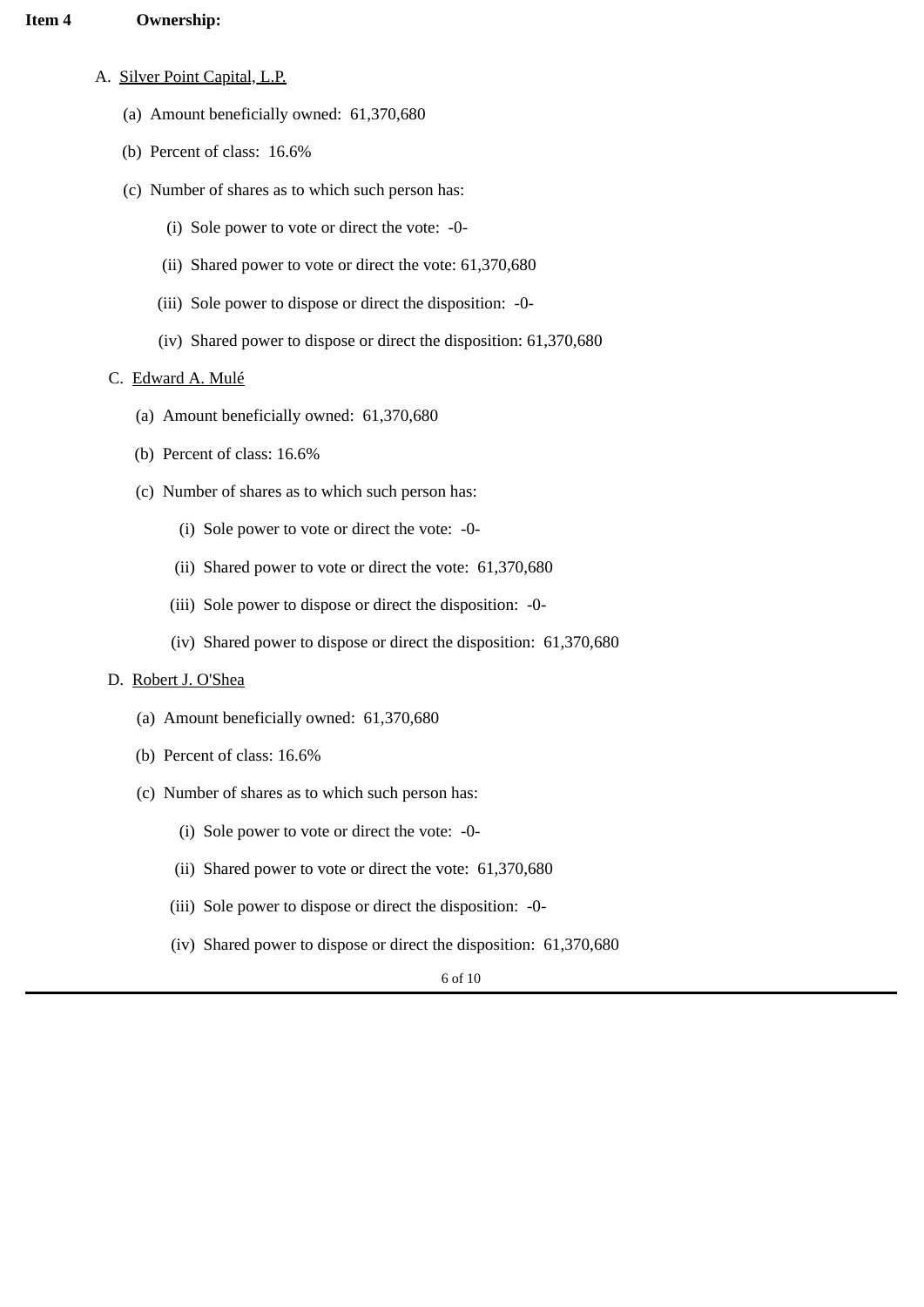**Item 4 Ownership:**

A. Silver Point Capital, L.P.

(a) Amount beneficially owned: 61,370,680

(b) Percent of class: 16.6%

(c) Number of shares as to which such person has:

(i) Sole power to vote or direct the vote: -0-

(ii) Shared power to vote or direct the vote: 61,370,680

(iii) Sole power to dispose or direct the disposition: -0-

(iv) Shared power to dispose or direct the disposition: 61,370,680

C. Edward A. Mulé

(a) Amount beneficially owned: 61,370,680

(b) Percent of class: 16.6%

(c) Number of shares as to which such person has:

(i) Sole power to vote or direct the vote: -0-

(ii) Shared power to vote or direct the vote: 61,370,680

(iii) Sole power to dispose or direct the disposition: -0-

(iv) Shared power to dispose or direct the disposition: 61,370,680

D. Robert J. O'Shea

(a) Amount beneficially owned: 61,370,680

(b) Percent of class: 16.6%

(c) Number of shares as to which such person has:

(i) Sole power to vote or direct the vote: -0-

(ii) Shared power to vote or direct the vote: 61,370,680

(iii) Sole power to dispose or direct the disposition: -0-

(iv) Shared power to dispose or direct the disposition: 61,370,680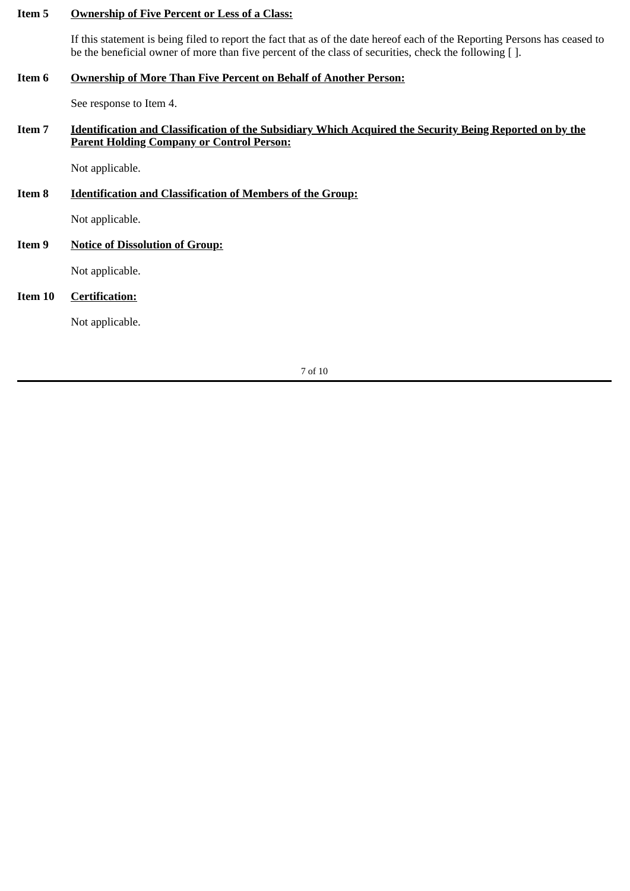**Item 5 Ownership of Five Percent or Less of a Class:**

If this statement is being filed to report the fact that as of the date hereof each of the Reporting Persons has ceased to be the beneficial owner of more than five percent of the class of securities, check the following [ ].

**Item 6 Ownership of More Than Five Percent on Behalf of Another Person:**

See response to Item 4.

**Item 7 Identification and Classification of the Subsidiary Which Acquired the Security Being Reported on by the Parent Holding Company or Control Person:**

Not applicable.

**Item 8 Identification and Classification of Members of the Group:**

Not applicable.

**Item 9 Notice of Dissolution of Group:**

Not applicable.

**Item 10 Certification:**

Not applicable.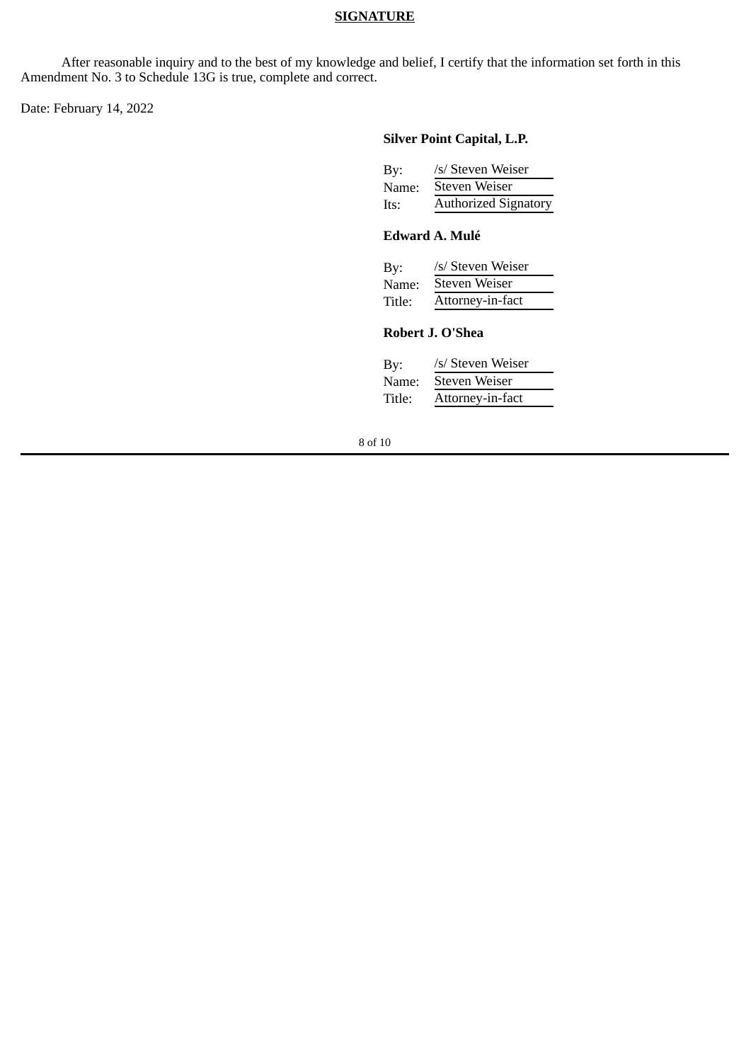**SIGNATURE**

After reasonable inquiry and to the best of my knowledge and belief, I certify that the information set forth in this Amendment No. 3 to Schedule 13G is true, complete and correct.

Date: February 14, 2022

**Silver Point Capital, L.P.**

By: /s/ Steven Weiser
Name: Steven Weiser
Its: Authorized Signatory

**Edward A. Mulé**

By: /s/ Steven Weiser
Name: Steven Weiser
Title: Attorney-in-fact

**Robert J. O'Shea**

By: /s/ Steven Weiser
Name: Steven Weiser
Title: Attorney-in-fact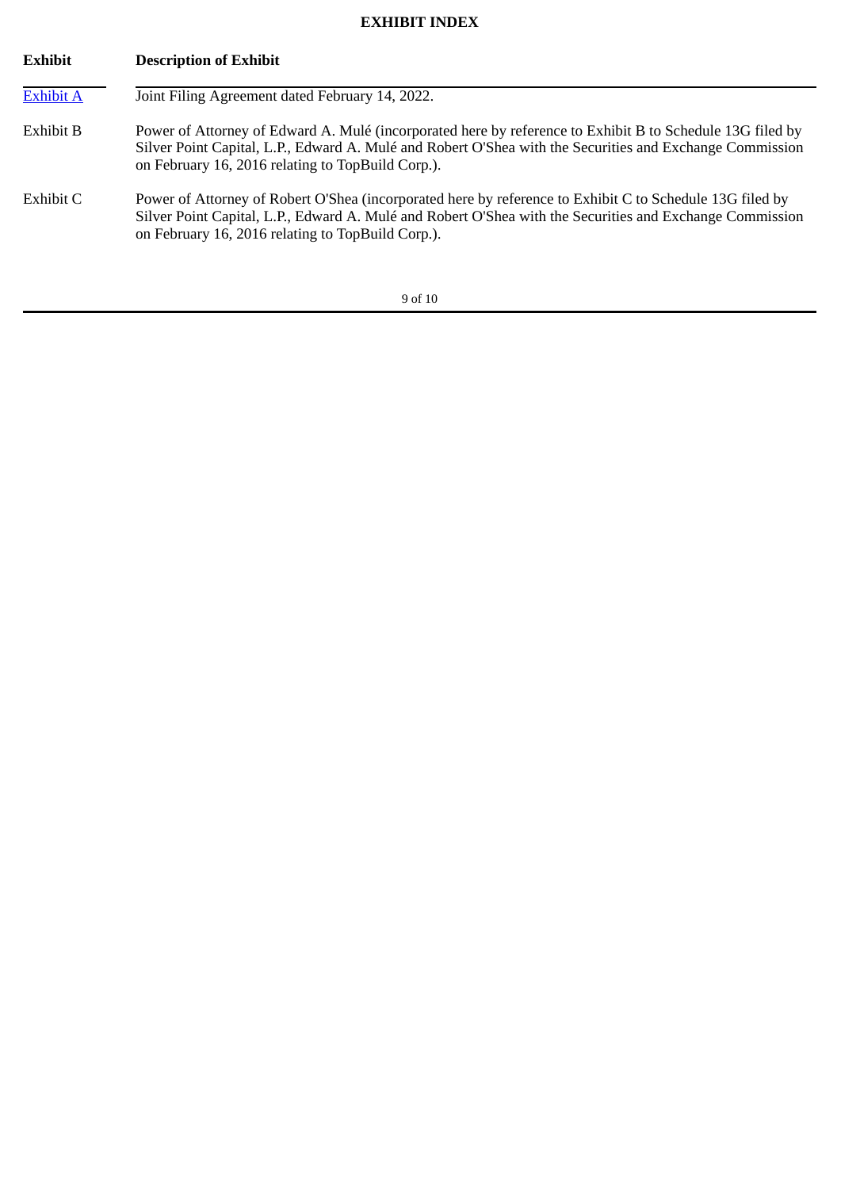## EXHIBIT INDEX

| Exhibit | Description of Exhibit |
|---|---|
| Exhibit A | Joint Filing Agreement dated February 14, 2022. |
| Exhibit B | Power of Attorney of Edward A. Mulé (incorporated here by reference to Exhibit B to Schedule 13G filed by Silver Point Capital, L.P., Edward A. Mulé and Robert O'Shea with the Securities and Exchange Commission on February 16, 2016 relating to TopBuild Corp.). |
| Exhibit C | Power of Attorney of Robert O'Shea (incorporated here by reference to Exhibit C to Schedule 13G filed by Silver Point Capital, L.P., Edward A. Mulé and Robert O'Shea with the Securities and Exchange Commission on February 16, 2016 relating to TopBuild Corp.). |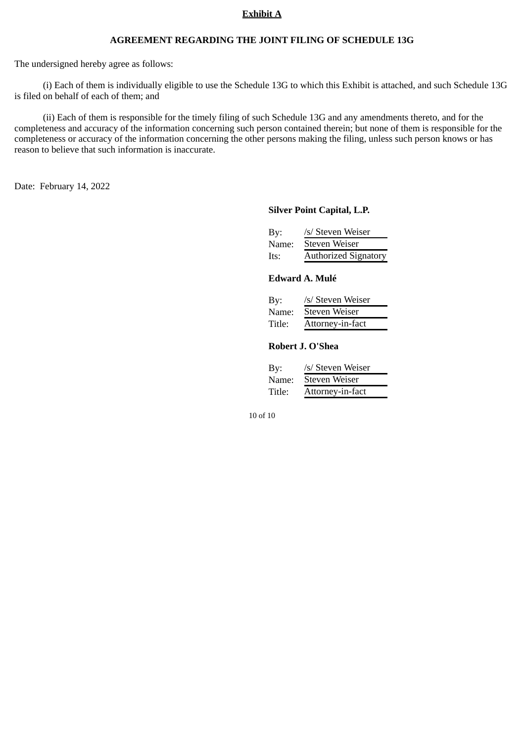**Exhibit A**

**AGREEMENT REGARDING THE JOINT FILING OF SCHEDULE 13G**

The undersigned hereby agree as follows:

(i) Each of them is individually eligible to use the Schedule 13G to which this Exhibit is attached, and such Schedule 13G is filed on behalf of each of them; and

(ii) Each of them is responsible for the timely filing of such Schedule 13G and any amendments thereto, and for the completeness and accuracy of the information concerning such person contained therein; but none of them is responsible for the completeness or accuracy of the information concerning the other persons making the filing, unless such person knows or has reason to believe that such information is inaccurate.

Date: February 14, 2022

**Silver Point Capital, L.P.**

| | |
|---|---|
| By: | /s/ Steven Weiser |
| Name: | Steven Weiser |
| Its: | Authorized Signatory |

**Edward A. Mulé**

| | |
|---|---|
| By: | /s/ Steven Weiser |
| Name: | Steven Weiser |
| Title: | Attorney-in-fact |

**Robert J. O'Shea**

| | |
|---|---|
| By: | /s/ Steven Weiser |
| Name: | Steven Weiser |
| Title: | Attorney-in-fact |